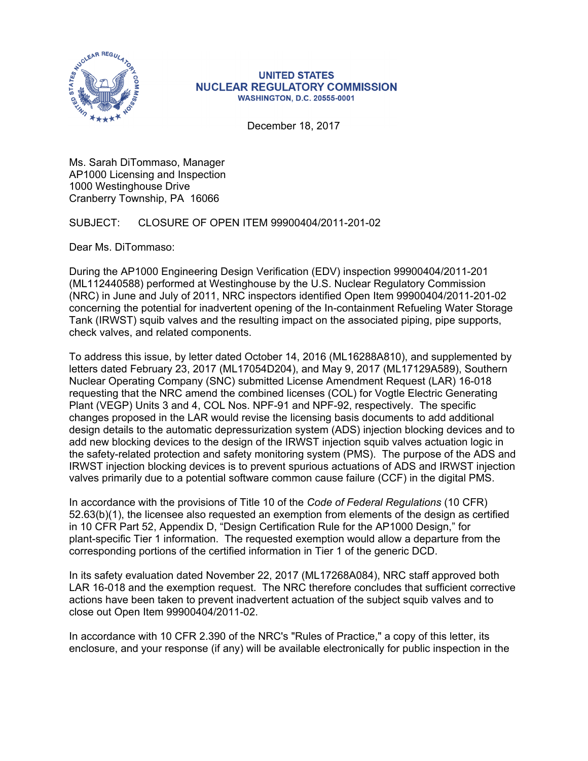UNITED STATES
NUCLEAR REGULATORY COMMISSION
WASHINGTON, D.C. 20555-0001

December 18, 2017

Ms. Sarah DiTommaso, Manager
AP1000 Licensing and Inspection
1000 Westinghouse Drive
Cranberry Township, PA 16066

SUBJECT: CLOSURE OF OPEN ITEM 99900404/2011-201-02

Dear Ms. DiTommaso:

During the AP1000 Engineering Design Verification (EDV) inspection 99900404/2011-201 (ML112440588) performed at Westinghouse by the U.S. Nuclear Regulatory Commission (NRC) in June and July of 2011, NRC inspectors identified Open Item 99900404/2011-201-02 concerning the potential for inadvertent opening of the In-containment Refueling Water Storage Tank (IRWST) squib valves and the resulting impact on the associated piping, pipe supports, check valves, and related components.

To address this issue, by letter dated October 14, 2016 (ML16288A810), and supplemented by letters dated February 23, 2017 (ML17054D204), and May 9, 2017 (ML17129A589), Southern Nuclear Operating Company (SNC) submitted License Amendment Request (LAR) 16-018 requesting that the NRC amend the combined licenses (COL) for Vogtle Electric Generating Plant (VEGP) Units 3 and 4, COL Nos. NPF-91 and NPF-92, respectively. The specific changes proposed in the LAR would revise the licensing basis documents to add additional design details to the automatic depressurization system (ADS) injection blocking devices and to add new blocking devices to the design of the IRWST injection squib valves actuation logic in the safety-related protection and safety monitoring system (PMS). The purpose of the ADS and IRWST injection blocking devices is to prevent spurious actuations of ADS and IRWST injection valves primarily due to a potential software common cause failure (CCF) in the digital PMS.

In accordance with the provisions of Title 10 of the *Code of Federal Regulations* (10 CFR) 52.63(b)(1), the licensee also requested an exemption from elements of the design as certified in 10 CFR Part 52, Appendix D, "Design Certification Rule for the AP1000 Design," for plant-specific Tier 1 information. The requested exemption would allow a departure from the corresponding portions of the certified information in Tier 1 of the generic DCD.

In its safety evaluation dated November 22, 2017 (ML17268A084), NRC staff approved both LAR 16-018 and the exemption request. The NRC therefore concludes that sufficient corrective actions have been taken to prevent inadvertent actuation of the subject squib valves and to close out Open Item 99900404/2011-02.

In accordance with 10 CFR 2.390 of the NRC's "Rules of Practice," a copy of this letter, its enclosure, and your response (if any) will be available electronically for public inspection in the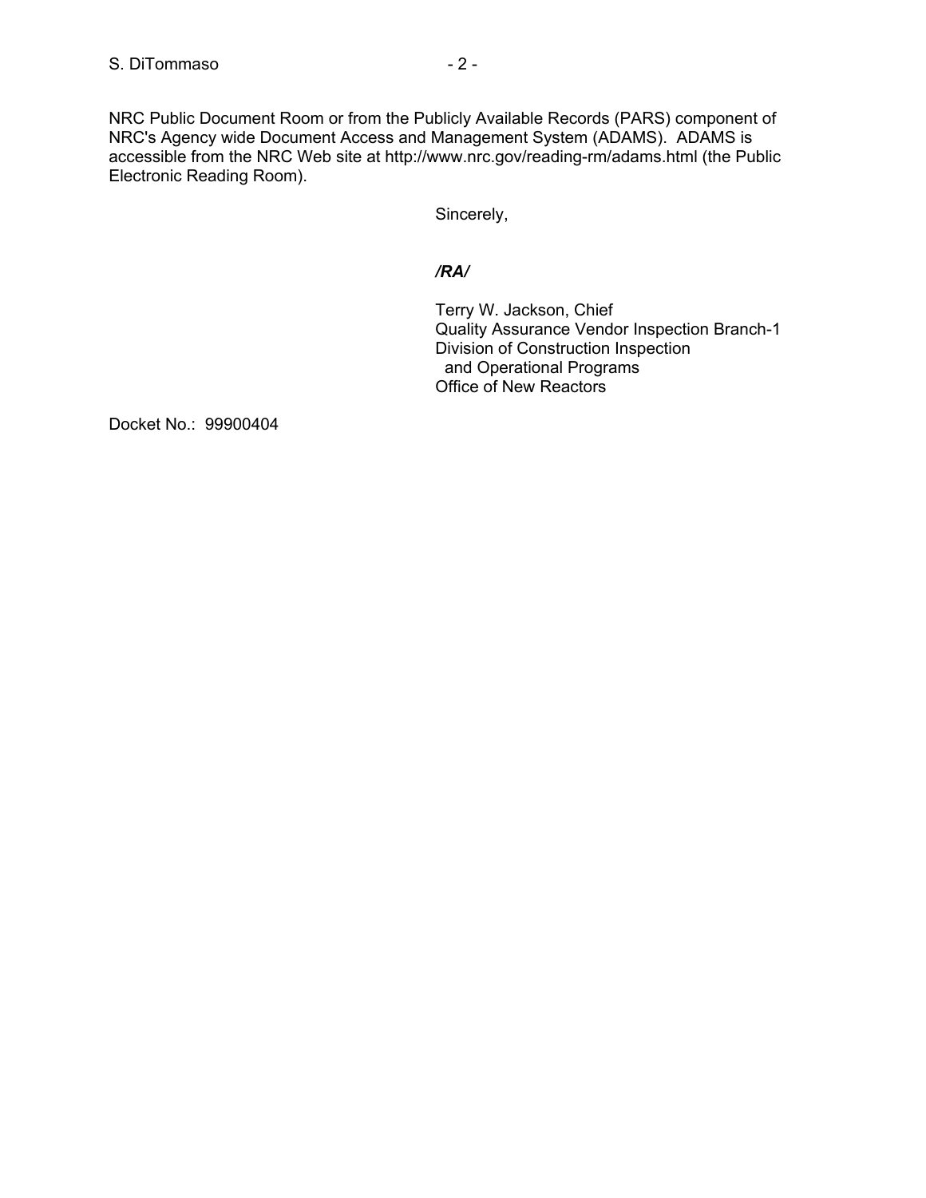NRC Public Document Room or from the Publicly Available Records (PARS) component of NRC's Agency wide Document Access and Management System (ADAMS). ADAMS is accessible from the NRC Web site at http://www.nrc.gov/reading-rm/adams.html (the Public Electronic Reading Room).

Sincerely,

***/RA/***

Terry W. Jackson, Chief
Quality Assurance Vendor Inspection Branch-1
Division of Construction Inspection
and Operational Programs
Office of New Reactors

Docket No.: 99900404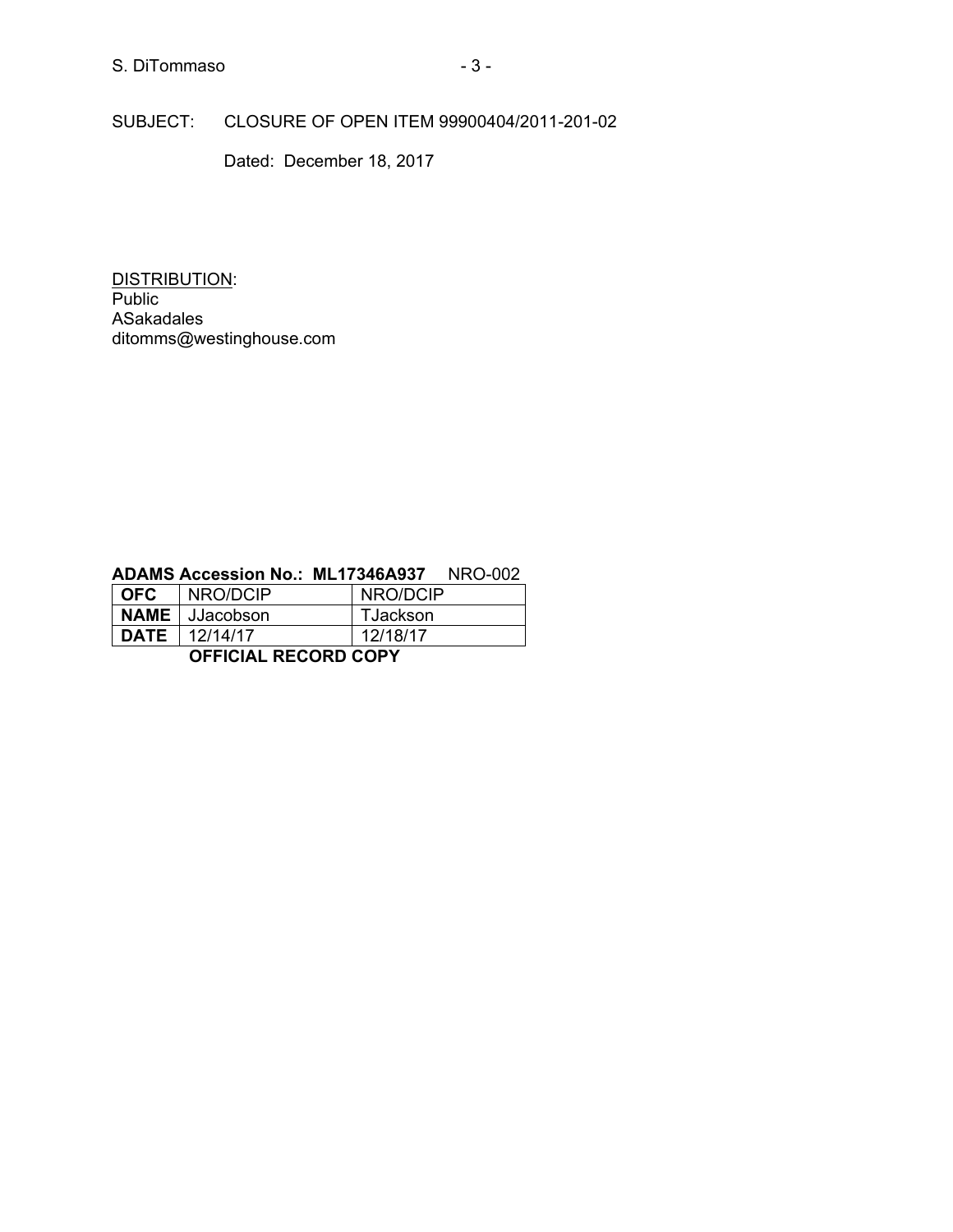SUBJECT: CLOSURE OF OPEN ITEM 99900404/2011-201-02

Dated: December 18, 2017

DISTRIBUTION:
Public
ASakadales
ditomms@westinghouse.com

**ADAMS Accession No.: ML17346A937** NRO-002

| | | |
|---|---|---|
| **OFC** | NRO/DCIP | NRO/DCIP |
| **NAME** | JJacobson | TJackson |
| **DATE** | 12/14/17 | 12/18/17 |

**OFFICIAL RECORD COPY**